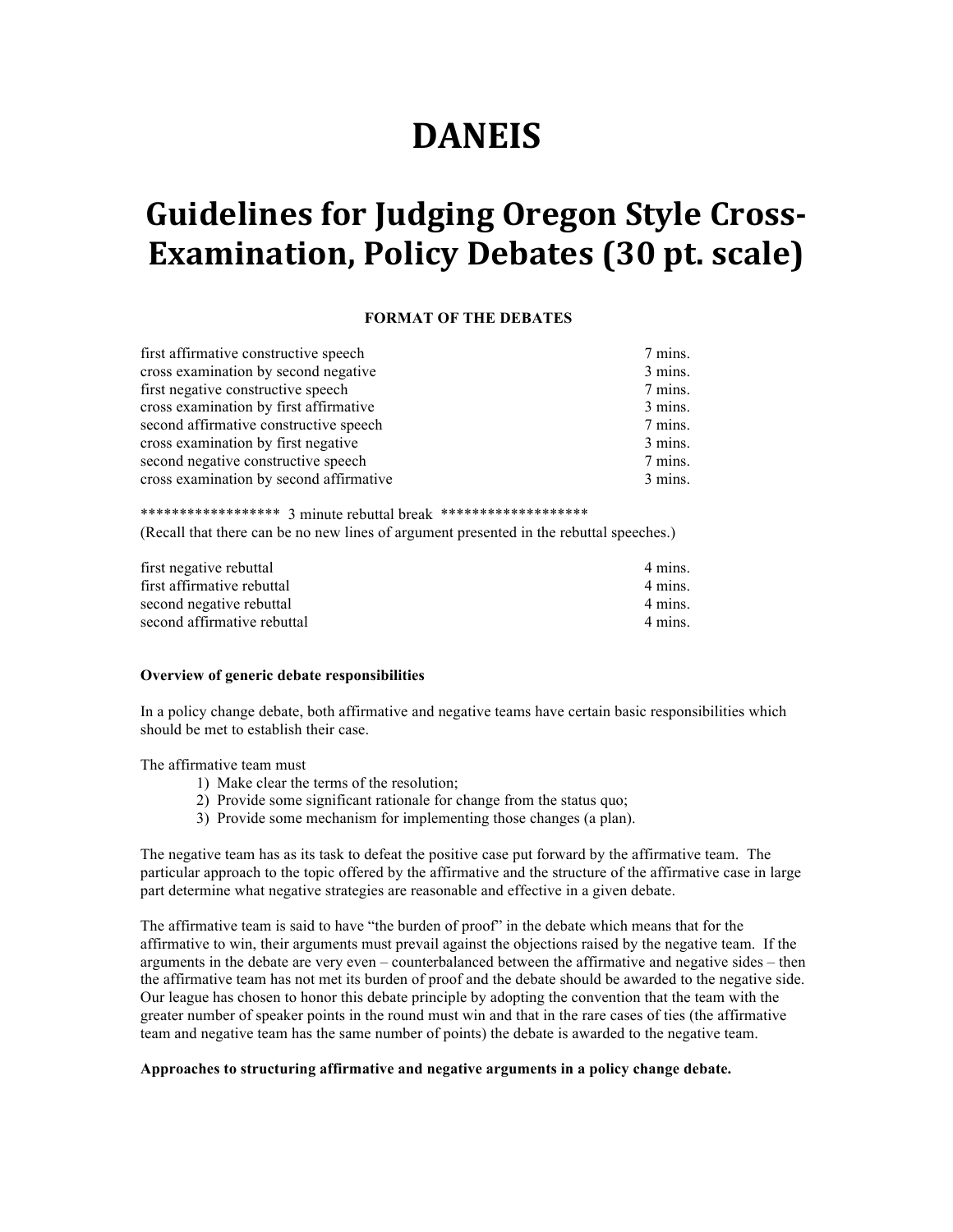# DANEIS

# Guidelines for Judging Oregon Style Cross-Examination, Policy Debates (30 pt. scale)

**FORMAT OF THE DEBATES**

| | |
|---|---|
| first affirmative constructive speech | 7 mins. |
| cross examination by second negative | 3 mins. |
| first negative constructive speech | 7 mins. |
| cross examination by first affirmative | 3 mins. |
| second affirmative constructive speech | 7 mins. |
| cross examination by first negative | 3 mins. |
| second negative constructive speech | 7 mins. |
| cross examination by second affirmative | 3 mins. |

****************** 3 minute rebuttal break *******************
(Recall that there can be no new lines of argument presented in the rebuttal speeches.)

| | |
|---|---|
| first negative rebuttal | 4 mins. |
| first affirmative rebuttal | 4 mins. |
| second negative rebuttal | 4 mins. |
| second affirmative rebuttal | 4 mins. |

**Overview of generic debate responsibilities**

In a policy change debate, both affirmative and negative teams have certain basic responsibilities which should be met to establish their case.

The affirmative team must

1) Make clear the terms of the resolution;
2) Provide some significant rationale for change from the status quo;
3) Provide some mechanism for implementing those changes (a plan).

The negative team has as its task to defeat the positive case put forward by the affirmative team. The particular approach to the topic offered by the affirmative and the structure of the affirmative case in large part determine what negative strategies are reasonable and effective in a given debate.

The affirmative team is said to have "the burden of proof" in the debate which means that for the affirmative to win, their arguments must prevail against the objections raised by the negative team. If the arguments in the debate are very even – counterbalanced between the affirmative and negative sides – then the affirmative team has not met its burden of proof and the debate should be awarded to the negative side. Our league has chosen to honor this debate principle by adopting the convention that the team with the greater number of speaker points in the round must win and that in the rare cases of ties (the affirmative team and negative team has the same number of points) the debate is awarded to the negative team.

**Approaches to structuring affirmative and negative arguments in a policy change debate.**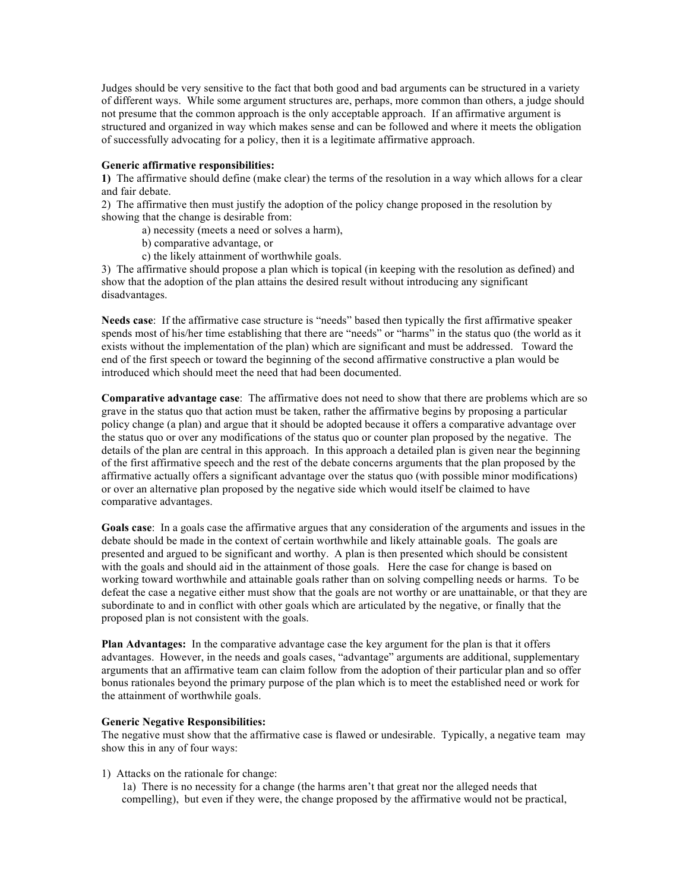Judges should be very sensitive to the fact that both good and bad arguments can be structured in a variety of different ways. While some argument structures are, perhaps, more common than others, a judge should not presume that the common approach is the only acceptable approach. If an affirmative argument is structured and organized in way which makes sense and can be followed and where it meets the obligation of successfully advocating for a policy, then it is a legitimate affirmative approach.

**Generic affirmative responsibilities:**

**1)** The affirmative should define (make clear) the terms of the resolution in a way which allows for a clear and fair debate.

2) The affirmative then must justify the adoption of the policy change proposed in the resolution by showing that the change is desirable from:

a) necessity (meets a need or solves a harm),

b) comparative advantage, or

c) the likely attainment of worthwhile goals.

3) The affirmative should propose a plan which is topical (in keeping with the resolution as defined) and show that the adoption of the plan attains the desired result without introducing any significant disadvantages.

**Needs case**: If the affirmative case structure is "needs" based then typically the first affirmative speaker spends most of his/her time establishing that there are "needs" or "harms" in the status quo (the world as it exists without the implementation of the plan) which are significant and must be addressed. Toward the end of the first speech or toward the beginning of the second affirmative constructive a plan would be introduced which should meet the need that had been documented.

**Comparative advantage case**: The affirmative does not need to show that there are problems which are so grave in the status quo that action must be taken, rather the affirmative begins by proposing a particular policy change (a plan) and argue that it should be adopted because it offers a comparative advantage over the status quo or over any modifications of the status quo or counter plan proposed by the negative. The details of the plan are central in this approach. In this approach a detailed plan is given near the beginning of the first affirmative speech and the rest of the debate concerns arguments that the plan proposed by the affirmative actually offers a significant advantage over the status quo (with possible minor modifications) or over an alternative plan proposed by the negative side which would itself be claimed to have comparative advantages.

**Goals case**: In a goals case the affirmative argues that any consideration of the arguments and issues in the debate should be made in the context of certain worthwhile and likely attainable goals. The goals are presented and argued to be significant and worthy. A plan is then presented which should be consistent with the goals and should aid in the attainment of those goals. Here the case for change is based on working toward worthwhile and attainable goals rather than on solving compelling needs or harms. To be defeat the case a negative either must show that the goals are not worthy or are unattainable, or that they are subordinate to and in conflict with other goals which are articulated by the negative, or finally that the proposed plan is not consistent with the goals.

**Plan Advantages:** In the comparative advantage case the key argument for the plan is that it offers advantages. However, in the needs and goals cases, "advantage" arguments are additional, supplementary arguments that an affirmative team can claim follow from the adoption of their particular plan and so offer bonus rationales beyond the primary purpose of the plan which is to meet the established need or work for the attainment of worthwhile goals.

**Generic Negative Responsibilities:**

The negative must show that the affirmative case is flawed or undesirable. Typically, a negative team may show this in any of four ways:

1) Attacks on the rationale for change:

1a) There is no necessity for a change (the harms aren't that great nor the alleged needs that compelling), but even if they were, the change proposed by the affirmative would not be practical,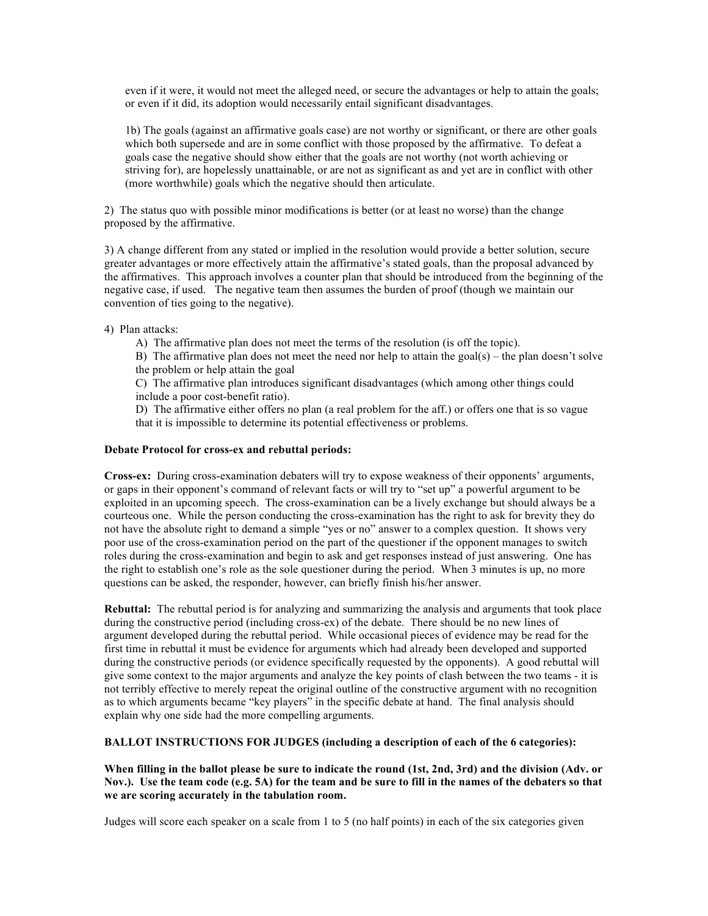even if it were, it would not meet the alleged need, or secure the advantages or help to attain the goals; or even if it did, its adoption would necessarily entail significant disadvantages.

1b) The goals (against an affirmative goals case) are not worthy or significant, or there are other goals which both supersede and are in some conflict with those proposed by the affirmative. To defeat a goals case the negative should show either that the goals are not worthy (not worth achieving or striving for), are hopelessly unattainable, or are not as significant as and yet are in conflict with other (more worthwhile) goals which the negative should then articulate.

2) The status quo with possible minor modifications is better (or at least no worse) than the change proposed by the affirmative.

3) A change different from any stated or implied in the resolution would provide a better solution, secure greater advantages or more effectively attain the affirmative's stated goals, than the proposal advanced by the affirmatives. This approach involves a counter plan that should be introduced from the beginning of the negative case, if used. The negative team then assumes the burden of proof (though we maintain our convention of ties going to the negative).

4) Plan attacks:

A) The affirmative plan does not meet the terms of the resolution (is off the topic).

B) The affirmative plan does not meet the need nor help to attain the goal(s) – the plan doesn't solve the problem or help attain the goal

C) The affirmative plan introduces significant disadvantages (which among other things could include a poor cost-benefit ratio).

D) The affirmative either offers no plan (a real problem for the aff.) or offers one that is so vague that it is impossible to determine its potential effectiveness or problems.

**Debate Protocol for cross-ex and rebuttal periods:**

**Cross-ex:** During cross-examination debaters will try to expose weakness of their opponents' arguments, or gaps in their opponent's command of relevant facts or will try to "set up" a powerful argument to be exploited in an upcoming speech. The cross-examination can be a lively exchange but should always be a courteous one. While the person conducting the cross-examination has the right to ask for brevity they do not have the absolute right to demand a simple "yes or no" answer to a complex question. It shows very poor use of the cross-examination period on the part of the questioner if the opponent manages to switch roles during the cross-examination and begin to ask and get responses instead of just answering. One has the right to establish one's role as the sole questioner during the period. When 3 minutes is up, no more questions can be asked, the responder, however, can briefly finish his/her answer.

**Rebuttal:** The rebuttal period is for analyzing and summarizing the analysis and arguments that took place during the constructive period (including cross-ex) of the debate. There should be no new lines of argument developed during the rebuttal period. While occasional pieces of evidence may be read for the first time in rebuttal it must be evidence for arguments which had already been developed and supported during the constructive periods (or evidence specifically requested by the opponents). A good rebuttal will give some context to the major arguments and analyze the key points of clash between the two teams - it is not terribly effective to merely repeat the original outline of the constructive argument with no recognition as to which arguments became "key players" in the specific debate at hand. The final analysis should explain why one side had the more compelling arguments.

**BALLOT INSTRUCTIONS FOR JUDGES (including a description of each of the 6 categories):**

**When filling in the ballot please be sure to indicate the round (1st, 2nd, 3rd) and the division (Adv. or Nov.). Use the team code (e.g. 5A) for the team and be sure to fill in the names of the debaters so that we are scoring accurately in the tabulation room.**

Judges will score each speaker on a scale from 1 to 5 (no half points) in each of the six categories given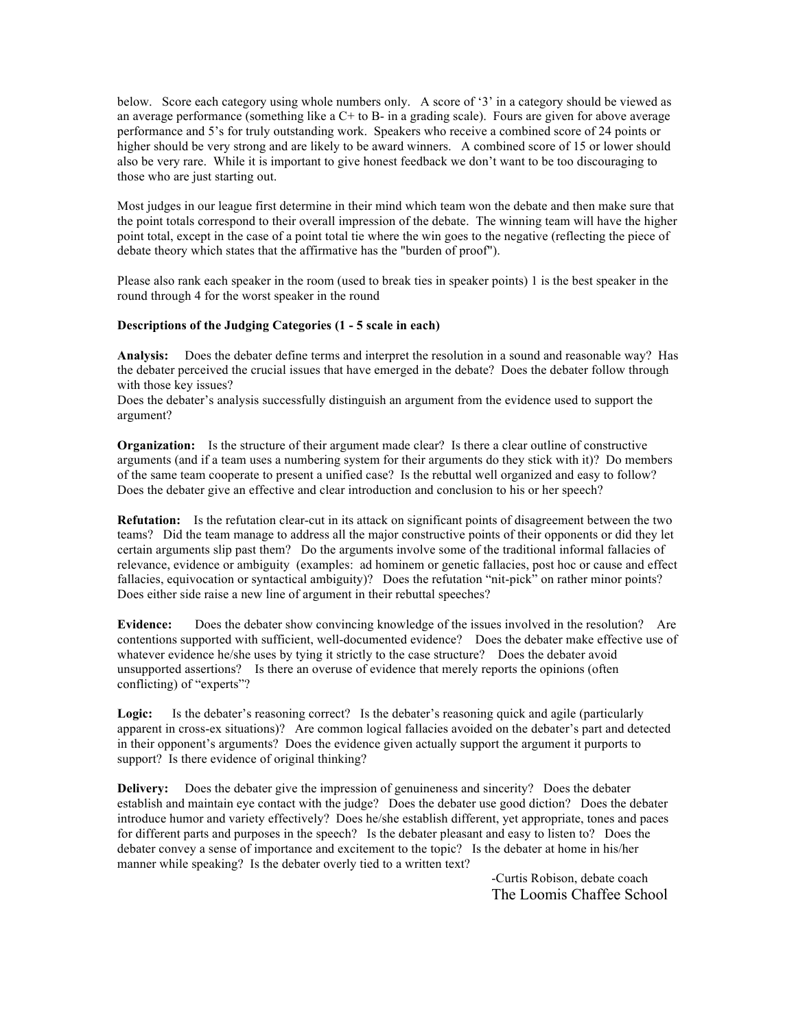below. Score each category using whole numbers only. A score of '3' in a category should be viewed as an average performance (something like a C+ to B- in a grading scale). Fours are given for above average performance and 5's for truly outstanding work. Speakers who receive a combined score of 24 points or higher should be very strong and are likely to be award winners. A combined score of 15 or lower should also be very rare. While it is important to give honest feedback we don't want to be too discouraging to those who are just starting out.

Most judges in our league first determine in their mind which team won the debate and then make sure that the point totals correspond to their overall impression of the debate. The winning team will have the higher point total, except in the case of a point total tie where the win goes to the negative (reflecting the piece of debate theory which states that the affirmative has the "burden of proof").

Please also rank each speaker in the room (used to break ties in speaker points) 1 is the best speaker in the round through 4 for the worst speaker in the round

**Descriptions of the Judging Categories (1 - 5 scale in each)**

**Analysis:** Does the debater define terms and interpret the resolution in a sound and reasonable way? Has the debater perceived the crucial issues that have emerged in the debate? Does the debater follow through with those key issues?
Does the debater's analysis successfully distinguish an argument from the evidence used to support the argument?

**Organization:** Is the structure of their argument made clear? Is there a clear outline of constructive arguments (and if a team uses a numbering system for their arguments do they stick with it)? Do members of the same team cooperate to present a unified case? Is the rebuttal well organized and easy to follow? Does the debater give an effective and clear introduction and conclusion to his or her speech?

**Refutation:** Is the refutation clear-cut in its attack on significant points of disagreement between the two teams? Did the team manage to address all the major constructive points of their opponents or did they let certain arguments slip past them? Do the arguments involve some of the traditional informal fallacies of relevance, evidence or ambiguity (examples: ad hominem or genetic fallacies, post hoc or cause and effect fallacies, equivocation or syntactical ambiguity)? Does the refutation "nit-pick" on rather minor points? Does either side raise a new line of argument in their rebuttal speeches?

**Evidence:** Does the debater show convincing knowledge of the issues involved in the resolution? Are contentions supported with sufficient, well-documented evidence? Does the debater make effective use of whatever evidence he/she uses by tying it strictly to the case structure? Does the debater avoid unsupported assertions? Is there an overuse of evidence that merely reports the opinions (often conflicting) of "experts"?

**Logic:** Is the debater's reasoning correct? Is the debater's reasoning quick and agile (particularly apparent in cross-ex situations)? Are common logical fallacies avoided on the debater's part and detected in their opponent's arguments? Does the evidence given actually support the argument it purports to support? Is there evidence of original thinking?

**Delivery:** Does the debater give the impression of genuineness and sincerity? Does the debater establish and maintain eye contact with the judge? Does the debater use good diction? Does the debater introduce humor and variety effectively? Does he/she establish different, yet appropriate, tones and paces for different parts and purposes in the speech? Is the debater pleasant and easy to listen to? Does the debater convey a sense of importance and excitement to the topic? Is the debater at home in his/her manner while speaking? Is the debater overly tied to a written text?

-Curtis Robison, debate coach
The Loomis Chaffee School